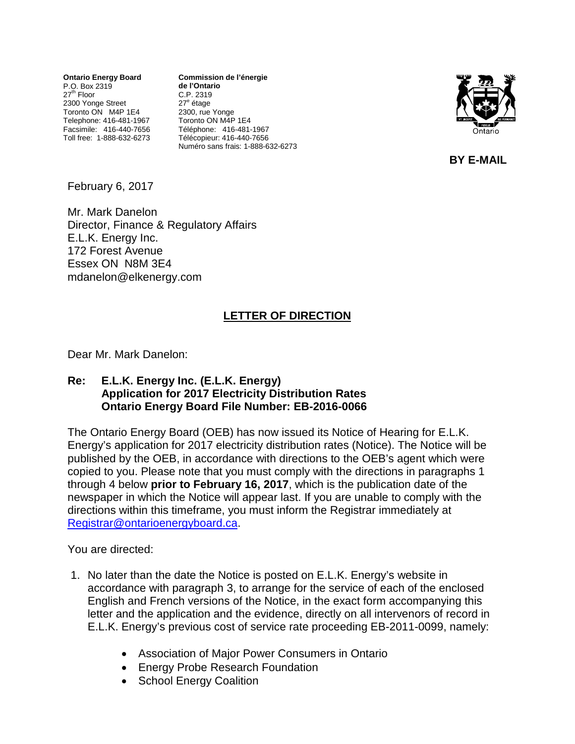**Ontario Energy Board**
P.O. Box 2319
27th Floor
2300 Yonge Street
Toronto ON M4P 1E4
Telephone: 416-481-1967
Facsimile: 416-440-7656
Toll free: 1-888-632-6273

**Commission de l'énergie de l'Ontario**
C.P. 2319
27e étage
2300, rue Yonge
Toronto ON M4P 1E4
Téléphone: 416-481-1967
Télécopieur: 416-440-7656
Numéro sans frais: 1-888-632-6273

**BY E-MAIL**

February 6, 2017

Mr. Mark Danelon
Director, Finance & Regulatory Affairs
E.L.K. Energy Inc.
172 Forest Avenue
Essex ON N8M 3E4
mdanelon@elkenergy.com

## LETTER OF DIRECTION

Dear Mr. Mark Danelon:

**Re: E.L.K. Energy Inc. (E.L.K. Energy)**
**Application for 2017 Electricity Distribution Rates**
**Ontario Energy Board File Number: EB-2016-0066**

The Ontario Energy Board (OEB) has now issued its Notice of Hearing for E.L.K. Energy's application for 2017 electricity distribution rates (Notice). The Notice will be published by the OEB, in accordance with directions to the OEB's agent which were copied to you. Please note that you must comply with the directions in paragraphs 1 through 4 below **prior to February 16, 2017**, which is the publication date of the newspaper in which the Notice will appear last. If you are unable to comply with the directions within this timeframe, you must inform the Registrar immediately at Registrar@ontarioenergyboard.ca.

You are directed:

1. No later than the date the Notice is posted on E.L.K. Energy's website in accordance with paragraph 3, to arrange for the service of each of the enclosed English and French versions of the Notice, in the exact form accompanying this letter and the application and the evidence, directly on all intervenors of record in E.L.K. Energy's previous cost of service rate proceeding EB-2011-0099, namely:
   - Association of Major Power Consumers in Ontario
   - Energy Probe Research Foundation
   - School Energy Coalition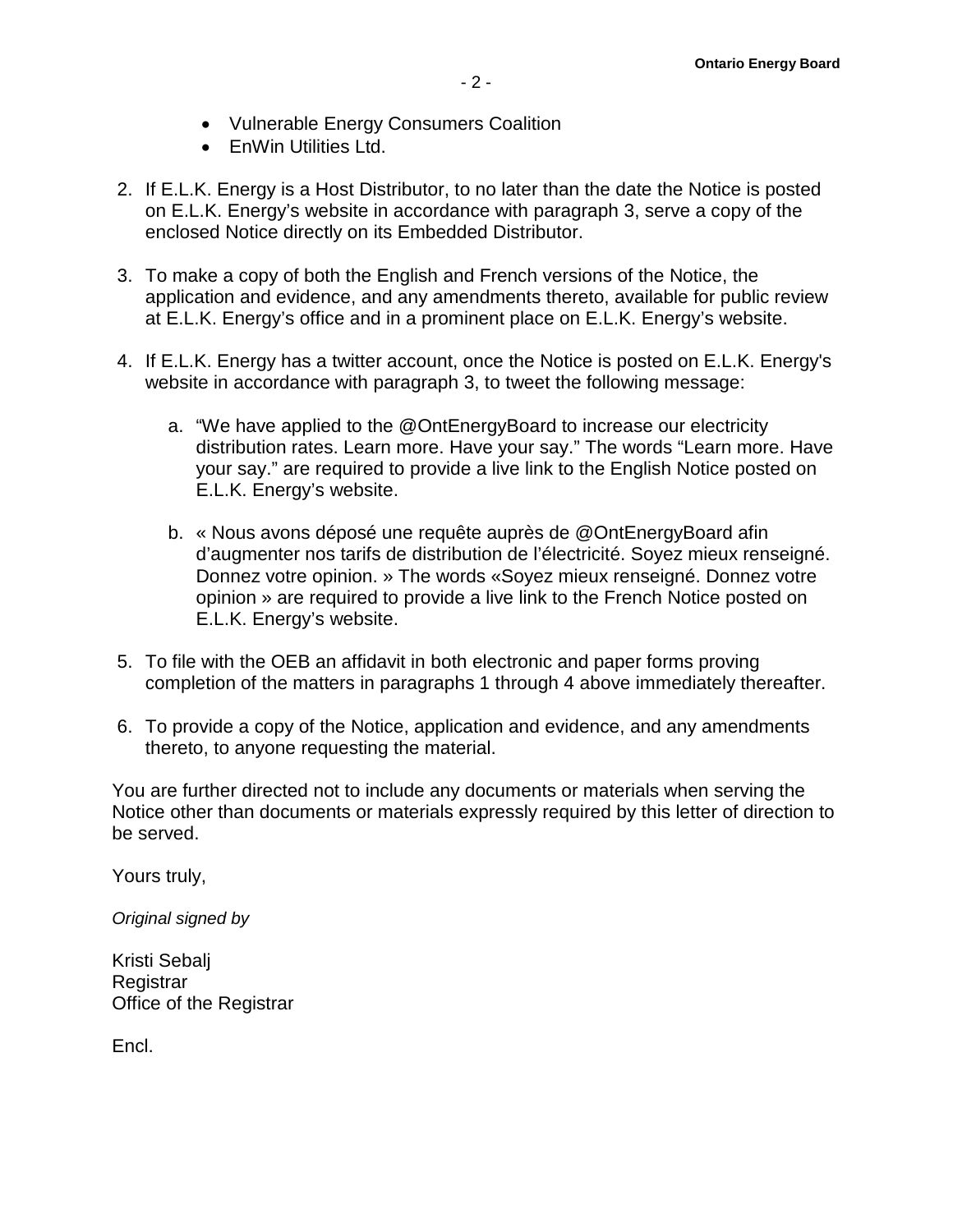- Vulnerable Energy Consumers Coalition
- EnWin Utilities Ltd.

2. If E.L.K. Energy is a Host Distributor, to no later than the date the Notice is posted on E.L.K. Energy's website in accordance with paragraph 3, serve a copy of the enclosed Notice directly on its Embedded Distributor.

3. To make a copy of both the English and French versions of the Notice, the application and evidence, and any amendments thereto, available for public review at E.L.K. Energy's office and in a prominent place on E.L.K. Energy's website.

4. If E.L.K. Energy has a twitter account, once the Notice is posted on E.L.K. Energy's website in accordance with paragraph 3, to tweet the following message:

   a. "We have applied to the @OntEnergyBoard to increase our electricity distribution rates. Learn more. Have your say." The words "Learn more. Have your say." are required to provide a live link to the English Notice posted on E.L.K. Energy's website.

   b. « Nous avons déposé une requête auprès de @OntEnergyBoard afin d'augmenter nos tarifs de distribution de l'électricité. Soyez mieux renseigné. Donnez votre opinion. » The words «Soyez mieux renseigné. Donnez votre opinion » are required to provide a live link to the French Notice posted on E.L.K. Energy's website.

5. To file with the OEB an affidavit in both electronic and paper forms proving completion of the matters in paragraphs 1 through 4 above immediately thereafter.

6. To provide a copy of the Notice, application and evidence, and any amendments thereto, to anyone requesting the material.

You are further directed not to include any documents or materials when serving the Notice other than documents or materials expressly required by this letter of direction to be served.

Yours truly,

*Original signed by*

Kristi Sebalj
Registrar
Office of the Registrar

Encl.